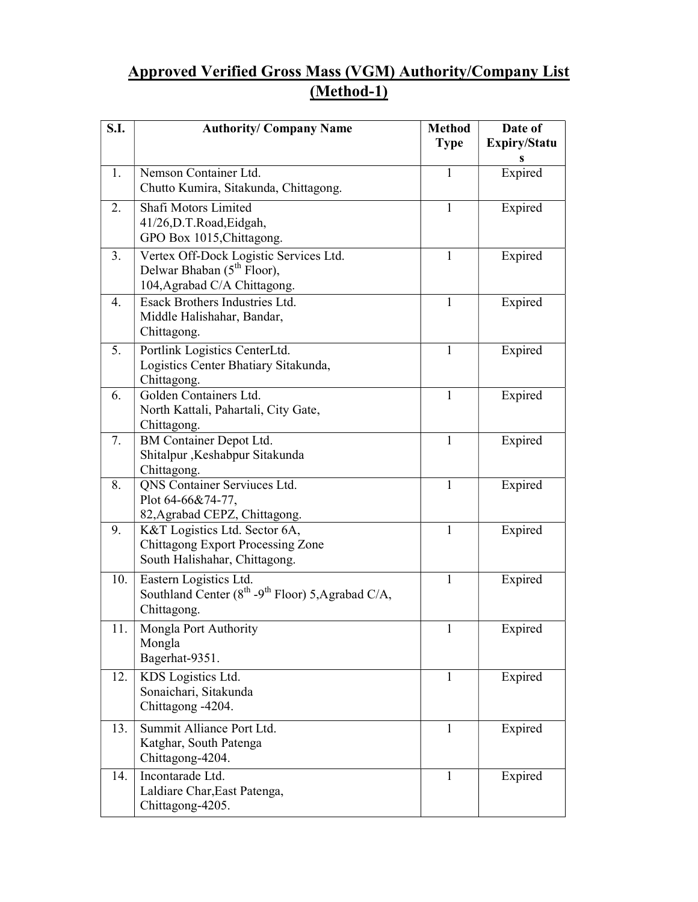# Approved Verified Gross Mass (VGM) Authority/Company List (Method-1)

| S.I. | Authority/ Company Name | Method Type | Date of Expiry/Status |
|---|---|---|---|
| 1. | Nemson Container Ltd.<br>Chutto Kumira, Sitakunda, Chittagong. | 1 | Expired |
| 2. | Shafi Motors Limited<br>41/26,D.T.Road,Eidgah,<br>GPO Box 1015,Chittagong. | 1 | Expired |
| 3. | Vertex Off-Dock Logistic Services Ltd.<br>Delwar Bhaban (5th Floor),<br>104,Agrabad C/A Chittagong. | 1 | Expired |
| 4. | Esack Brothers Industries Ltd.<br>Middle Halishahar, Bandar,<br>Chittagong. | 1 | Expired |
| 5. | Portlink Logistics CenterLtd.<br>Logistics Center Bhatiary Sitakunda,<br>Chittagong. | 1 | Expired |
| 6. | Golden Containers Ltd.<br>North Kattali, Pahartali, City Gate,<br>Chittagong. | 1 | Expired |
| 7. | BM Container Depot Ltd.<br>Shitalpur ,Keshabpur Sitakunda<br>Chittagong. | 1 | Expired |
| 8. | QNS Container Serviuces Ltd.<br>Plot 64-66&74-77,<br>82,Agrabad CEPZ, Chittagong. | 1 | Expired |
| 9. | K&T Logistics Ltd. Sector 6A,<br>Chittagong Export Processing Zone<br>South Halishahar, Chittagong. | 1 | Expired |
| 10. | Eastern Logistics Ltd.<br>Southland Center (8th -9th Floor) 5,Agrabad C/A,<br>Chittagong. | 1 | Expired |
| 11. | Mongla Port Authority<br>Mongla<br>Bagerhat-9351. | 1 | Expired |
| 12. | KDS Logistics Ltd.<br>Sonaichari, Sitakunda<br>Chittagong -4204. | 1 | Expired |
| 13. | Summit Alliance Port Ltd.<br>Katghar, South Patenga<br>Chittagong-4204. | 1 | Expired |
| 14. | Incontarade Ltd.<br>Laldiare Char,East Patenga,<br>Chittagong-4205. | 1 | Expired |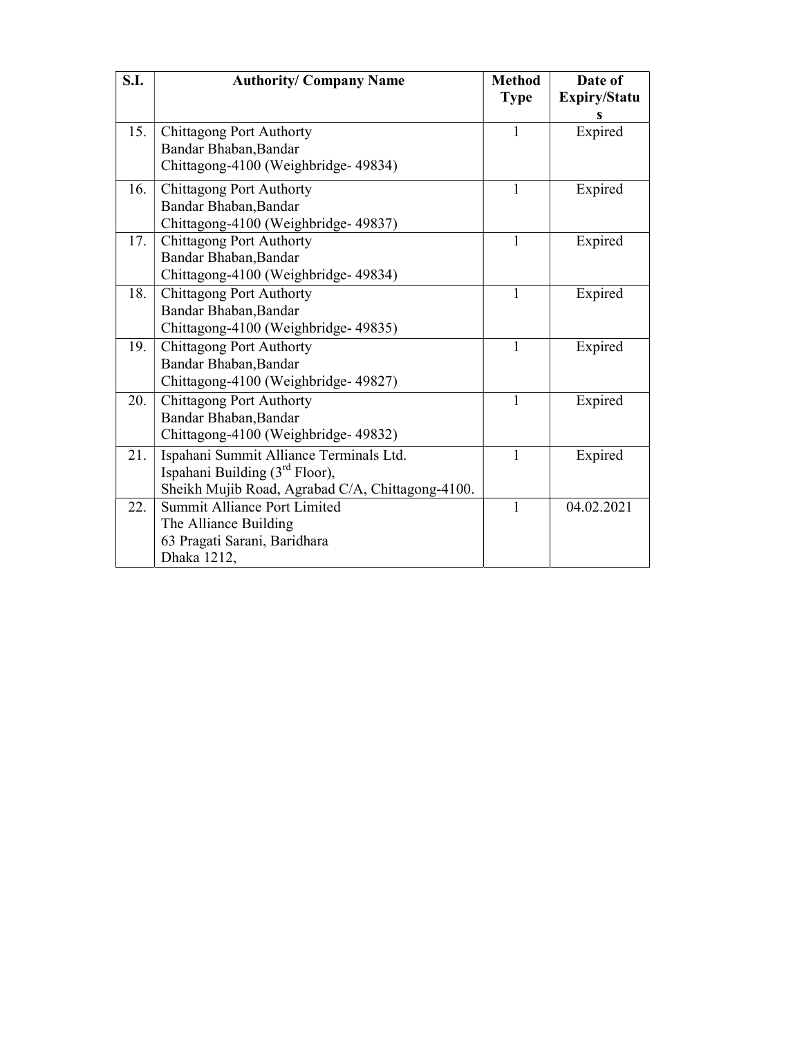| S.I. | Authority/ Company Name | Method Type | Date of Expiry/Status |
|---|---|---|---|
| 15. | Chittagong Port Authorty<br>Bandar Bhaban,Bandar<br>Chittagong-4100 (Weighbridge- 49834) | 1 | Expired |
| 16. | Chittagong Port Authorty<br>Bandar Bhaban,Bandar<br>Chittagong-4100 (Weighbridge- 49837) | 1 | Expired |
| 17. | Chittagong Port Authorty<br>Bandar Bhaban,Bandar<br>Chittagong-4100 (Weighbridge- 49834) | 1 | Expired |
| 18. | Chittagong Port Authorty<br>Bandar Bhaban,Bandar<br>Chittagong-4100 (Weighbridge- 49835) | 1 | Expired |
| 19. | Chittagong Port Authorty<br>Bandar Bhaban,Bandar<br>Chittagong-4100 (Weighbridge- 49827) | 1 | Expired |
| 20. | Chittagong Port Authorty<br>Bandar Bhaban,Bandar<br>Chittagong-4100 (Weighbridge- 49832) | 1 | Expired |
| 21. | Ispahani Summit Alliance Terminals Ltd.<br>Ispahani Building (3rd Floor),<br>Sheikh Mujib Road, Agrabad C/A, Chittagong-4100. | 1 | Expired |
| 22. | Summit Alliance Port Limited<br>The Alliance Building<br>63 Pragati Sarani, Baridhara<br>Dhaka 1212, | 1 | 04.02.2021 |